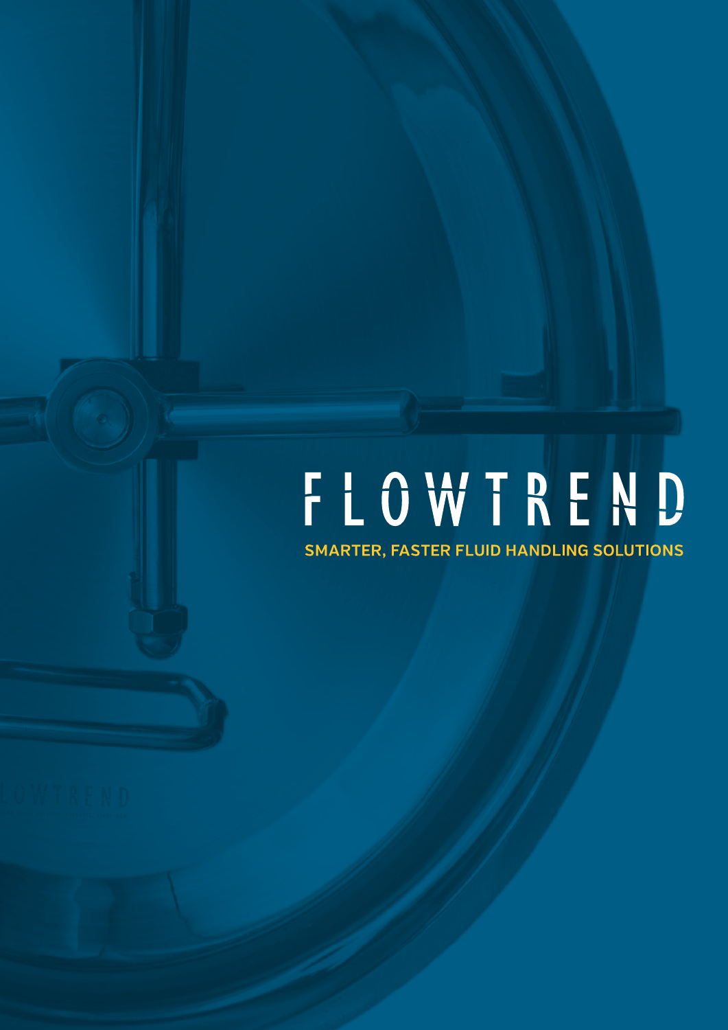# FLOWTREND

**SMARTER, FASTER FLUID HANDLING SOLUTIONS**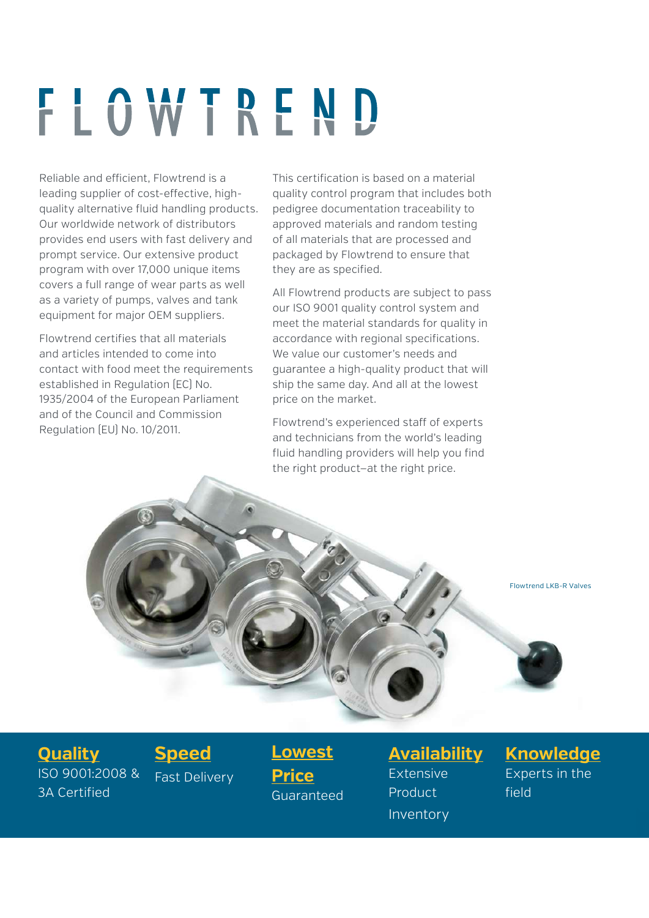# FLOWTREND

Reliable and efficient, Flowtrend is a leading supplier of cost-effective, high-quality alternative fluid handling products. Our worldwide network of distributors provides end users with fast delivery and prompt service. Our extensive product program with over 17,000 unique items covers a full range of wear parts as well as a variety of pumps, valves and tank equipment for major OEM suppliers.

Flowtrend certifies that all materials and articles intended to come into contact with food meet the requirements established in Regulation (EC) No. 1935/2004 of the European Parliament and of the Council and Commission Regulation (EU) No. 10/2011.

This certification is based on a material quality control program that includes both pedigree documentation traceability to approved materials and random testing of all materials that are processed and packaged by Flowtrend to ensure that they are as specified.

All Flowtrend products are subject to pass our ISO 9001 quality control system and meet the material standards for quality in accordance with regional specifications. We value our customer's needs and guarantee a high-quality product that will ship the same day. And all at the lowest price on the market.

Flowtrend's experienced staff of experts and technicians from the world's leading fluid handling providers will help you find the right product–at the right price.

Flowtrend LKB-R Valves

**Quality**
ISO 9001:2008 & 3A Certified

**Speed**
Fast Delivery

**Lowest Price**
Guaranteed

**Availability**
Extensive Product Inventory

**Knowledge**
Experts in the field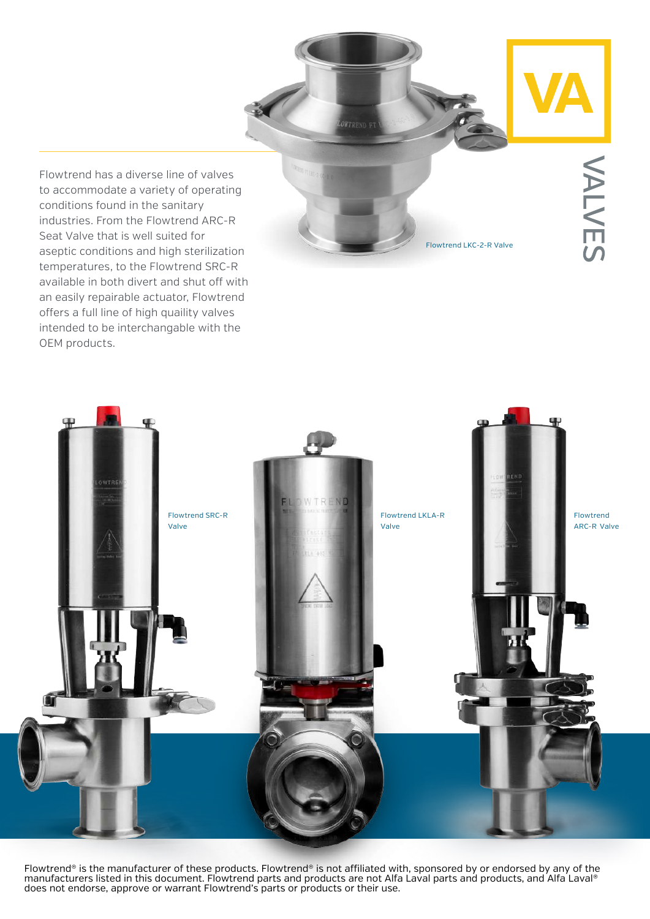# VA VALVES

Flowtrend has a diverse line of valves to accommodate a variety of operating conditions found in the sanitary industries. From the Flowtrend ARC-R Seat Valve that is well suited for aseptic conditions and high sterilization temperatures, to the Flowtrend SRC-R available in both divert and shut off with an easily repairable actuator, Flowtrend offers a full line of high quaility valves intended to be interchangable with the OEM products.

Flowtrend LKC-2-R Valve

Flowtrend SRC-R Valve

Flowtrend LKLA-R Valve

Flowtrend ARC-R Valve

Flowtrend® is the manufacturer of these products. Flowtrend® is not affiliated with, sponsored by or endorsed by any of the manufacturers listed in this document. Flowtrend parts and products are not Alfa Laval parts and products, and Alfa Laval® does not endorse, approve or warrant Flowtrend's parts or products or their use.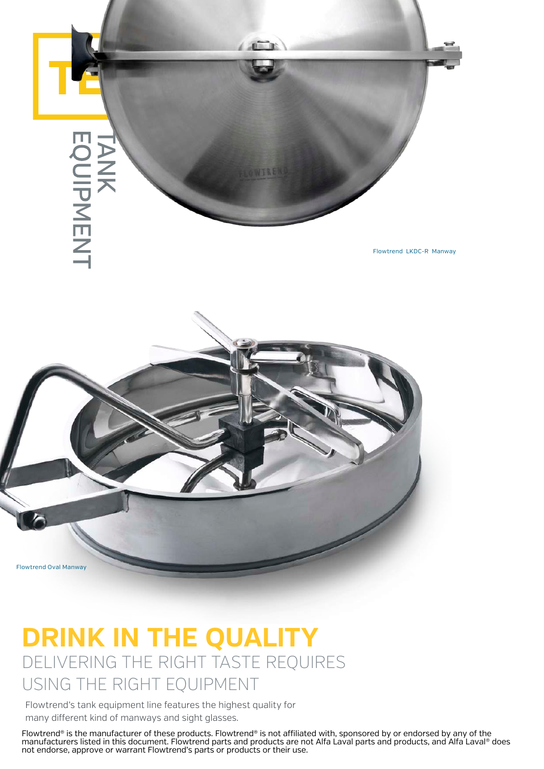TE

TANK EQUIPMENT

Flowtrend LKDC-R Manway

Flowtrend Oval Manway

# DRINK IN THE QUALITY

## DELIVERING THE RIGHT TASTE REQUIRES USING THE RIGHT EQUIPMENT

Flowtrend's tank equipment line features the highest quality for many different kind of manways and sight glasses.

Flowtrend® is the manufacturer of these products. Flowtrend® is not affiliated with, sponsored by or endorsed by any of the manufacturers listed in this document. Flowtrend parts and products are not Alfa Laval parts and products, and Alfa Laval® does not endorse, approve or warrant Flowtrend's parts or products or their use.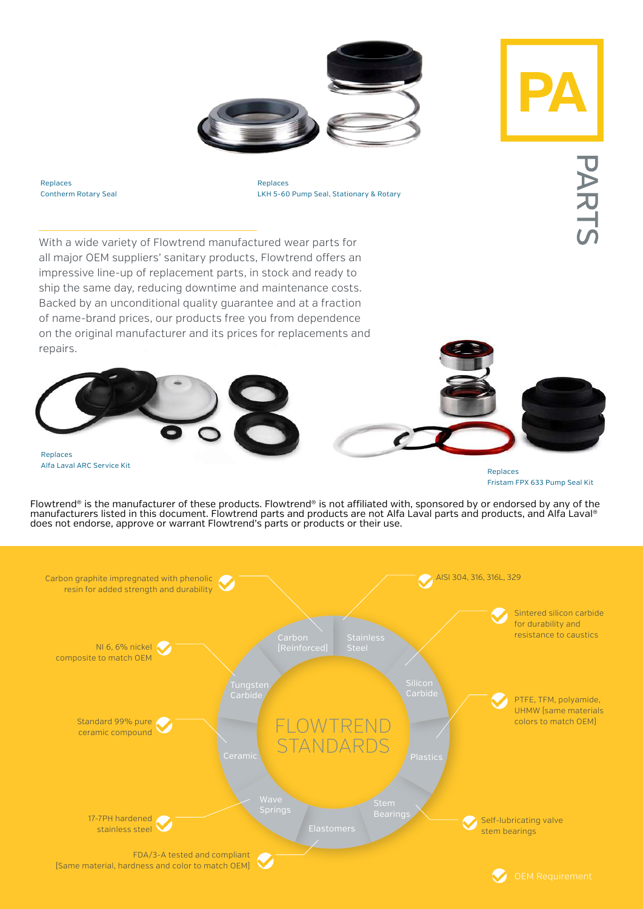# PA

PARTS

Replaces
Contherm Rotary Seal

Replaces
LKH 5-60 Pump Seal, Stationary & Rotary

With a wide variety of Flowtrend manufactured wear parts for all major OEM suppliers' sanitary products, Flowtrend offers an impressive line-up of replacement parts, in stock and ready to ship the same day, reducing downtime and maintenance costs. Backed by an unconditional quality guarantee and at a fraction of name-brand prices, our products free you from dependence on the original manufacturer and its prices for replacements and repairs.

Replaces
Alfa Laval ARC Service Kit

Replaces
Fristam FPX 633 Pump Seal Kit

Flowtrend® is the manufacturer of these products. Flowtrend® is not affiliated with, sponsored by or endorsed by any of the manufacturers listed in this document. Flowtrend parts and products are not Alfa Laval parts and products, and Alfa Laval® does not endorse, approve or warrant Flowtrend's parts or products or their use.

## FLOWTREND STANDARDS

- **Carbon (Reinforced)**: Carbon graphite impregnated with phenolic resin for added strength and durability
- **Stainless Steel**: AISI 304, 316, 316L, 329
- **Silicon Carbide**: Sintered silicon carbide for durability and resistance to caustics
- **Plastics**: PTFE, TFM, polyamide, UHMW (same materials colors to match OEM)
- **Stem Bearings**: Self-lubricating valve stem bearings
- **Elastomers**: FDA/3-A tested and compliant (Same material, hardness and color to match OEM)
- **Wave Springs**: 17-7PH hardened stainless steel
- **Ceramic**: Standard 99% pure ceramic compound
- **Tungsten Carbide**: NI 6, 6% nickel composite to match OEM

OEM Requirement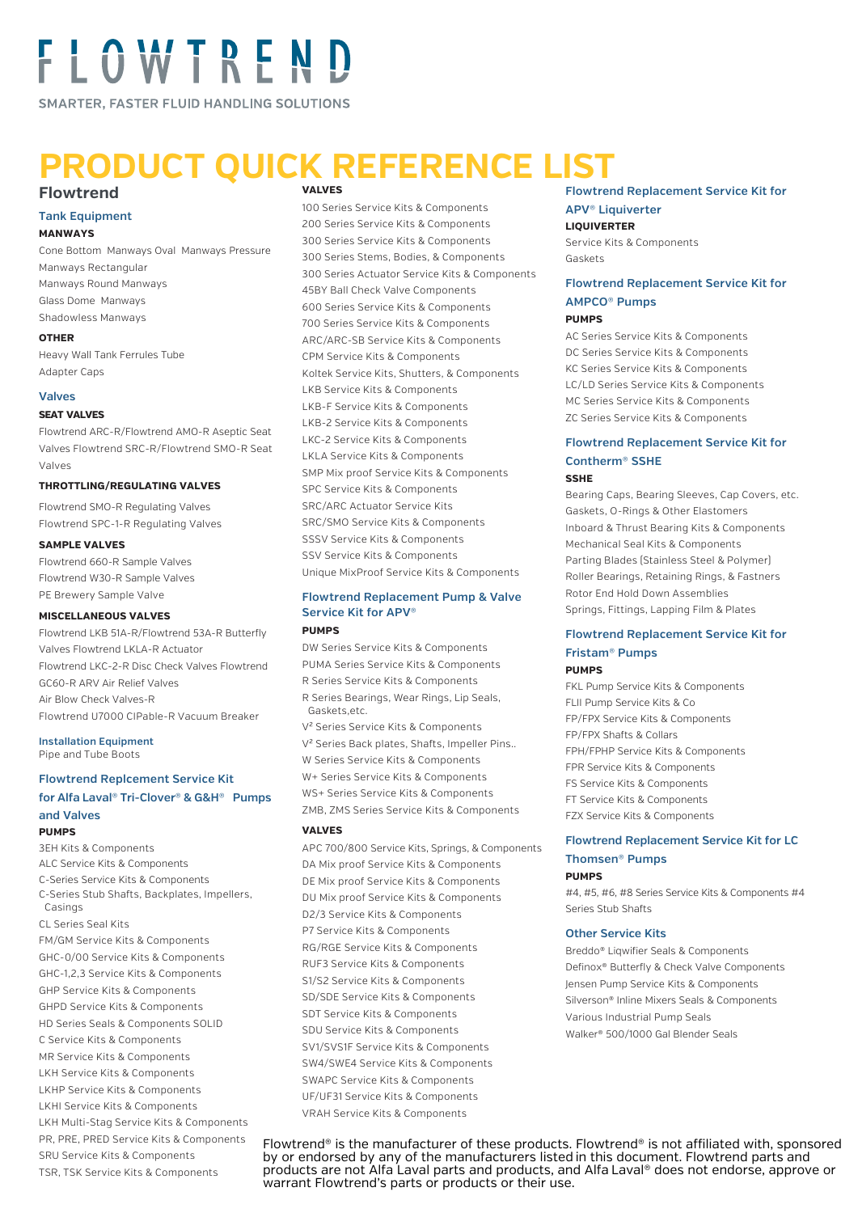# FLOWTREND

SMARTER, FASTER FLUID HANDLING SOLUTIONS

# PRODUCT QUICK REFERENCE LIST

## Flowtrend

### Tank Equipment

**MANWAYS**

Cone Bottom Manways Oval Manways Pressure Manways Rectangular Manways Round Manways Glass Dome Manways Shadowless Manways

**OTHER**

Heavy Wall Tank Ferrules Tube Adapter Caps

### Valves

**SEAT VALVES**

Flowtrend ARC-R/Flowtrend AMO-R Aseptic Seat Valves Flowtrend SRC-R/Flowtrend SMO-R Seat Valves

**THROTTLING/REGULATING VALVES**

Flowtrend SMO-R Regulating Valves
Flowtrend SPC-1-R Regulating Valves

**SAMPLE VALVES**

Flowtrend 660-R Sample Valves
Flowtrend W30-R Sample Valves
PE Brewery Sample Valve

**MISCELLANEOUS VALVES**

Flowtrend LKB 51A-R/Flowtrend 53A-R Butterfly Valves Flowtrend LKLA-R Actuator
Flowtrend LKC-2-R Disc Check Valves Flowtrend GC60-R ARV Air Relief Valves
Air Blow Check Valves-R
Flowtrend U7000 CIPable-R Vacuum Breaker

### Installation Equipment

Pipe and Tube Boots

### Flowtrend Replcement Service Kit for Alfa Laval® Tri-Clover® & G&H® Pumps and Valves

**PUMPS**

3EH Kits & Components
ALC Service Kits & Components
C-Series Service Kits & Components
C-Series Stub Shafts, Backplates, Impellers, Casings
CL Series Seal Kits
FM/GM Service Kits & Components
GHC-0/00 Service Kits & Components
GHC-1,2,3 Service Kits & Components
GHP Service Kits & Components
GHPD Service Kits & Components
HD Series Seals & Components SOLID
C Service Kits & Components
MR Service Kits & Components
LKH Service Kits & Components
LKHP Service Kits & Components
LKHI Service Kits & Components
LKH Multi-Stag Service Kits & Components
PR, PRE, PRED Service Kits & Components
SRU Service Kits & Components
TSR, TSK Service Kits & Components

**VALVES**

100 Series Service Kits & Components
200 Series Service Kits & Components
300 Series Service Kits & Components
300 Series Stems, Bodies, & Components
300 Series Actuator Service Kits & Components
45BY Ball Check Valve Components
600 Series Service Kits & Components
700 Series Service Kits & Components
ARC/ARC-SB Service Kits & Components
CPM Service Kits & Components
Koltek Service Kits, Shutters, & Components
LKB Service Kits & Components
LKB-F Service Kits & Components
LKB-2 Service Kits & Components
LKC-2 Service Kits & Components
LKLA Service Kits & Components
SMP Mix proof Service Kits & Components
SPC Service Kits & Components
SRC/ARC Actuator Service Kits
SRC/SMO Service Kits & Components
SSSV Service Kits & Components
SSV Service Kits & Components
Unique MixProof Service Kits & Components

### Flowtrend Replacement Pump & Valve Service Kit for APV®

**PUMPS**

DW Series Service Kits & Components
PUMA Series Service Kits & Components
R Series Service Kits & Components
R Series Bearings, Wear Rings, Lip Seals, Gaskets,etc.
V² Series Service Kits & Components
V² Series Back plates, Shafts, Impeller Pins..
W Series Service Kits & Components
W+ Series Service Kits & Components
WS+ Series Service Kits & Components
ZMB, ZMS Series Service Kits & Components

**VALVES**

APC 700/800 Service Kits, Springs, & Components
DA Mix proof Service Kits & Components
DE Mix proof Service Kits & Components
DU Mix proof Service Kits & Components
D2/3 Service Kits & Components
P7 Service Kits & Components
RG/RGE Service Kits & Components
RUF3 Service Kits & Components
S1/S2 Service Kits & Components
SD/SDE Service Kits & Components
SDT Service Kits & Components
SDU Service Kits & Components
SV1/SVS1F Service Kits & Components
SW4/SWE4 Service Kits & Components
SWAPC Service Kits & Components
UF/UF31 Service Kits & Components
VRAH Service Kits & Components

### Flowtrend Replacement Service Kit for APV® Liquiverter

**LIQUIVERTER**

Service Kits & Components
Gaskets

### Flowtrend Replacement Service Kit for AMPCO® Pumps

**PUMPS**

AC Series Service Kits & Components
DC Series Service Kits & Components
KC Series Service Kits & Components
LC/LD Series Service Kits & Components
MC Series Service Kits & Components
ZC Series Service Kits & Components

### Flowtrend Replacement Service Kit for Contherm® SSHE

**SSHE**

Bearing Caps, Bearing Sleeves, Cap Covers, etc.
Gaskets, O-Rings & Other Elastomers
Inboard & Thrust Bearing Kits & Components
Mechanical Seal Kits & Components
Parting Blades (Stainless Steel & Polymer)
Roller Bearings, Retaining Rings, & Fastners
Rotor End Hold Down Assemblies
Springs, Fittings, Lapping Film & Plates

### Flowtrend Replacement Service Kit for Fristam® Pumps

**PUMPS**

FKL Pump Service Kits & Components
FLII Pump Service Kits & Co
FP/FPX Service Kits & Components
FP/FPX Shafts & Collars
FPH/FPHP Service Kits & Components
FPR Service Kits & Components
FS Service Kits & Components
FT Service Kits & Components
FZX Service Kits & Components

### Flowtrend Replacement Service Kit for LC Thomsen® Pumps

**PUMPS**

#4, #5, #6, #8 Series Service Kits & Components #4 Series Stub Shafts

### Other Service Kits

Breddo® Liqwifier Seals & Components
Definox® Butterfly & Check Valve Components
Jensen Pump Service Kits & Components
Silverson® Inline Mixers Seals & Components
Various Industrial Pump Seals
Walker® 500/1000 Gal Blender Seals

Flowtrend® is the manufacturer of these products. Flowtrend® is not affiliated with, sponsored by or endorsed by any of the manufacturers listed in this document. Flowtrend parts and products are not Alfa Laval parts and products, and Alfa Laval® does not endorse, approve or warrant Flowtrend's parts or products or their use.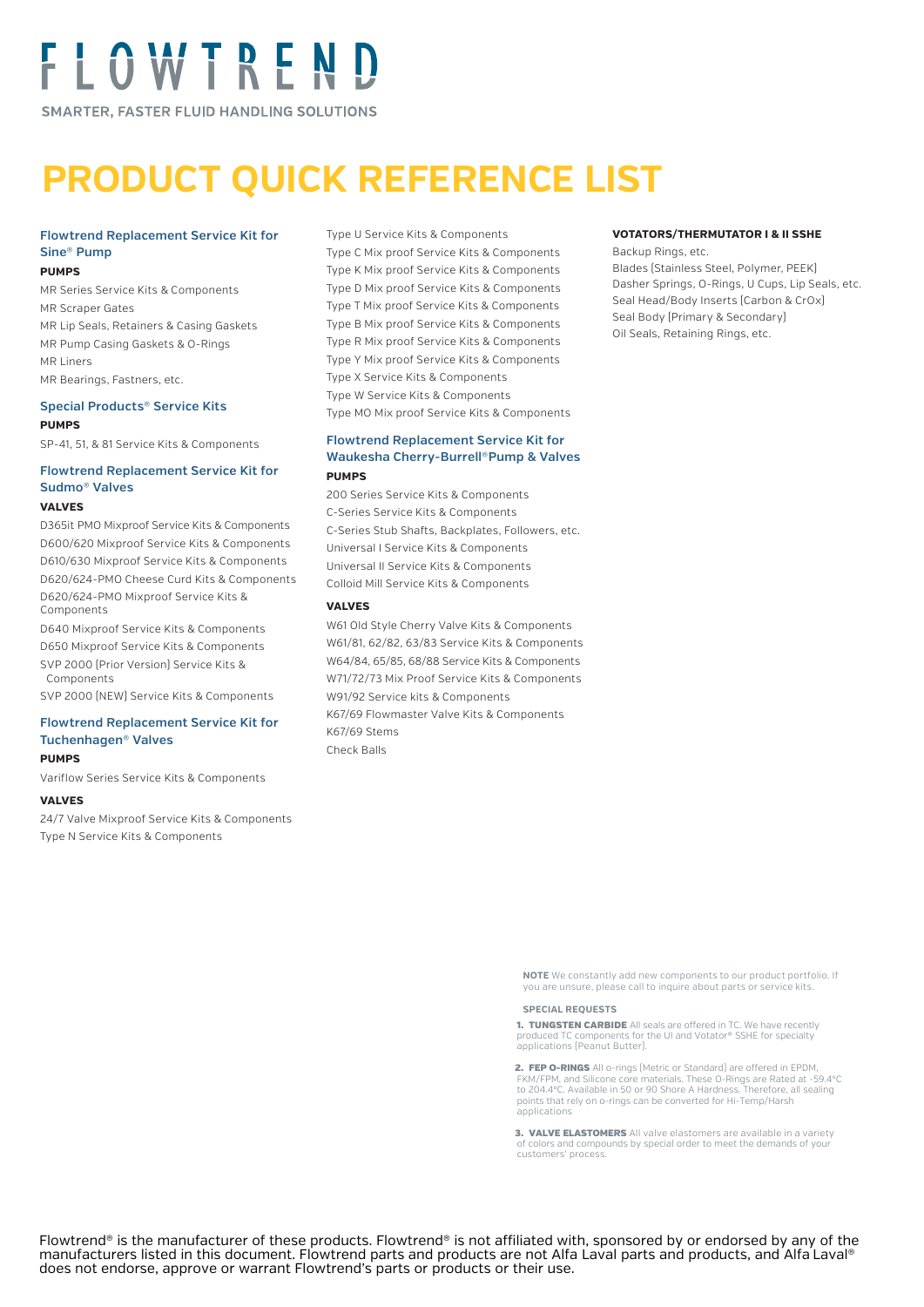# FLOWTREND

SMARTER, FASTER FLUID HANDLING SOLUTIONS

# PRODUCT QUICK REFERENCE LIST

## Flowtrend Replacement Service Kit for Sine® Pump

**PUMPS**

MR Series Service Kits & Components
MR Scraper Gates
MR Lip Seals, Retainers & Casing Gaskets
MR Pump Casing Gaskets & O-Rings
MR Liners
MR Bearings, Fasteners, etc.

## Special Products® Service Kits

**PUMPS**

SP-41, 51, & 81 Service Kits & Components

## Flowtrend Replacement Service Kit for Sudmo® Valves

**VALVES**

D365it PMO Mixproof Service Kits & Components
D600/620 Mixproof Service Kits & Components
D610/630 Mixproof Service Kits & Components
D620/624-PMO Cheese Curd Kits & Components
D620/624-PMO Mixproof Service Kits & Components
D640 Mixproof Service Kits & Components
D650 Mixproof Service Kits & Components
SVP 2000 (Prior Version) Service Kits & Components
SVP 2000 (NEW) Service Kits & Components

## Flowtrend Replacement Service Kit for Tuchenhagen® Valves

**PUMPS**

Variflow Series Service Kits & Components

**VALVES**

24/7 Valve Mixproof Service Kits & Components
Type N Service Kits & Components
Type U Service Kits & Components
Type C Mix proof Service Kits & Components
Type K Mix proof Service Kits & Components
Type D Mix proof Service Kits & Components
Type T Mix proof Service Kits & Components
Type B Mix proof Service Kits & Components
Type R Mix proof Service Kits & Components
Type Y Mix proof Service Kits & Components
Type X Service Kits & Components
Type W Service Kits & Components
Type MO Mix proof Service Kits & Components

## Flowtrend Replacement Service Kit for Waukesha Cherry-Burrell® Pump & Valves

**PUMPS**

200 Series Service Kits & Components
C-Series Service Kits & Components
C-Series Stub Shafts, Backplates, Followers, etc.
Universal I Service Kits & Components
Universal II Service Kits & Components
Colloid Mill Service Kits & Components

**VALVES**

W61 Old Style Cherry Valve Kits & Components
W61/81, 62/82, 63/83 Service Kits & Components
W64/84, 65/85, 68/88 Service Kits & Components
W71/72/73 Mix Proof Service Kits & Components
W91/92 Service kits & Components
K67/69 Flowmaster Valve Kits & Components
K67/69 Stems
Check Balls

## VOTATORS/THERMUTATOR I & II SSHE

Backup Rings, etc.
Blades (Stainless Steel, Polymer, PEEK)
Dasher Springs, O-Rings, U Cups, Lip Seals, etc.
Seal Head/Body Inserts (Carbon & CrOx)
Seal Body (Primary & Secondary)
Oil Seals, Retaining Rings, etc.

**NOTE** We constantly add new components to our product portfolio. If you are unsure, please call to inquire about parts or service kits.

**SPECIAL REQUESTS**

1. **TUNGSTEN CARBIDE** All seals are offered in TC. We have recently produced TC components for the UI and Votator® SSHE for specialty applications (Peanut Butter).

2. **FEP O-RINGS** All o-rings (Metric or Standard) are offered in EPDM, FKM/FPM, and Silicone core materials. These O-Rings are Rated at -59.4°C to 204.4°C. Available in 50 or 90 Shore A Hardness. Therefore, all sealing points that rely on o-rings can be converted for Hi-Temp/Harsh applications

3. **VALVE ELASTOMERS** All valve elastomers are available in a variety of colors and compounds by special order to meet the demands of your customers' process.

Flowtrend® is the manufacturer of these products. Flowtrend® is not affiliated with, sponsored by or endorsed by any of the manufacturers listed in this document. Flowtrend parts and products are not Alfa Laval parts and products, and Alfa Laval® does not endorse, approve or warrant Flowtrend's parts or products or their use.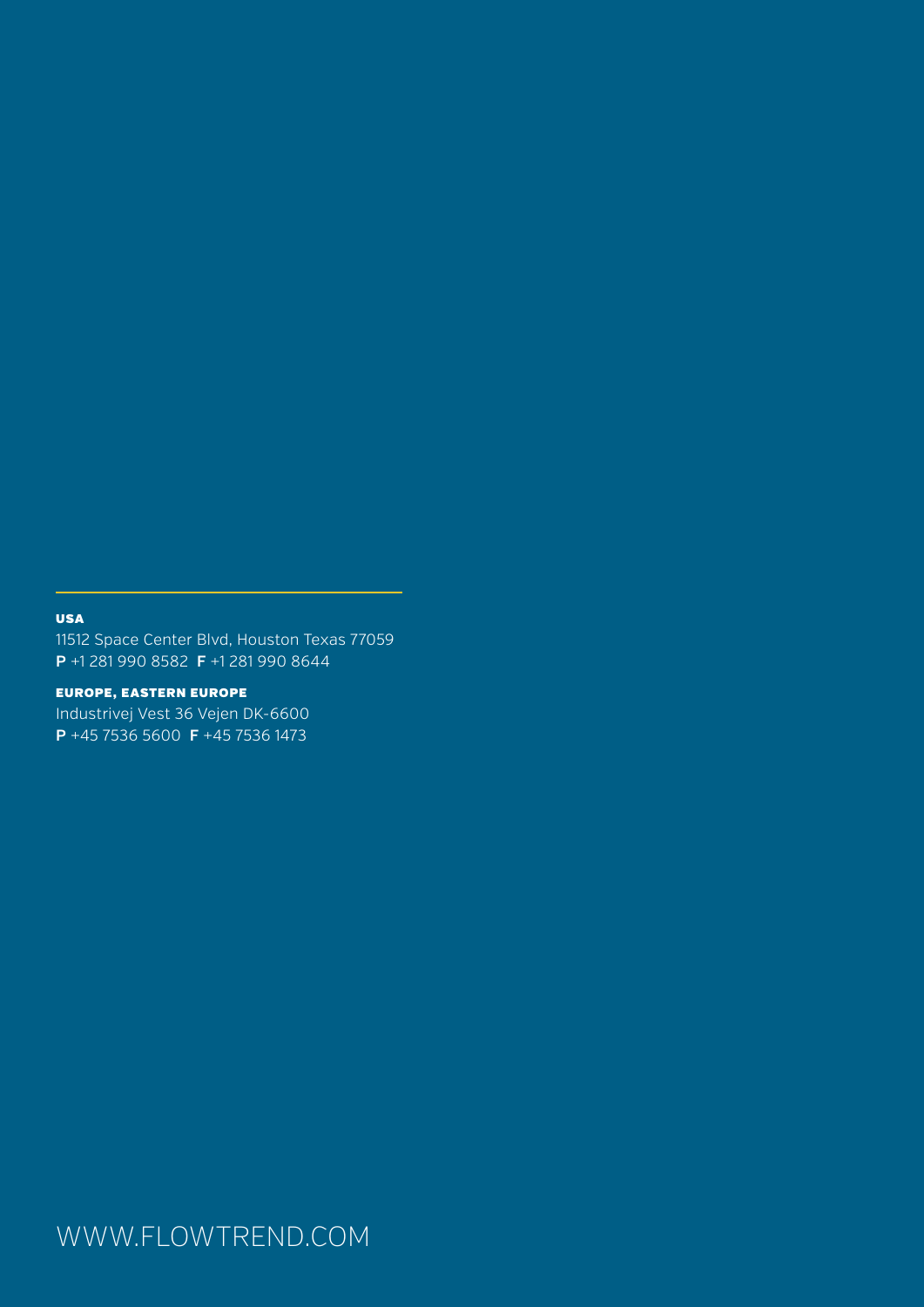**USA**

11512 Space Center Blvd, Houston Texas 77059

**P** +1 281 990 8582 **F** +1 281 990 8644

**EUROPE, EASTERN EUROPE**

Industrivej Vest 36 Vejen DK-6600

**P** +45 7536 5600 **F** +45 7536 1473

WWW.FLOWTREND.COM